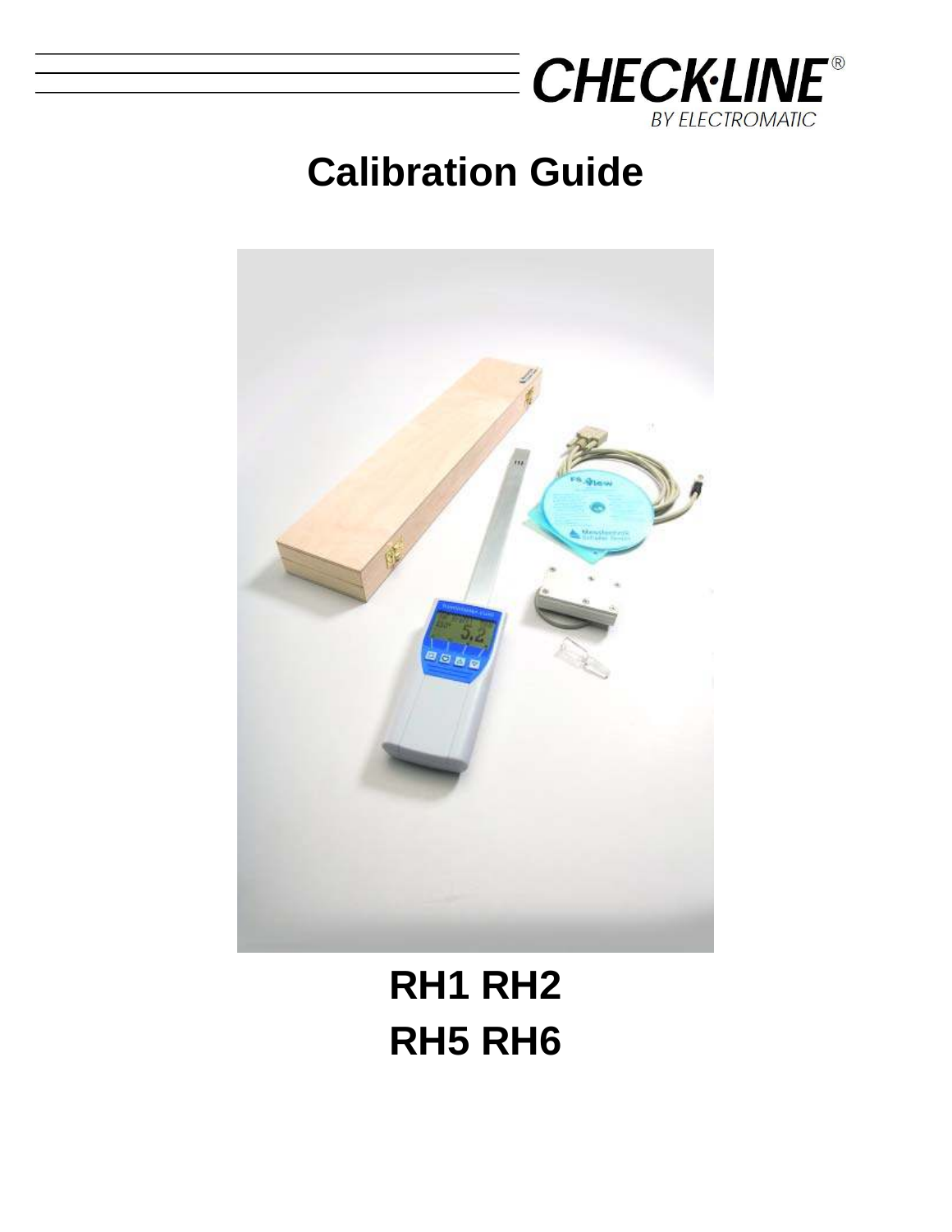CHECK·LINE®
BY ELECTROMATIC

# Calibration Guide

## RH1 RH2
## RH5 RH6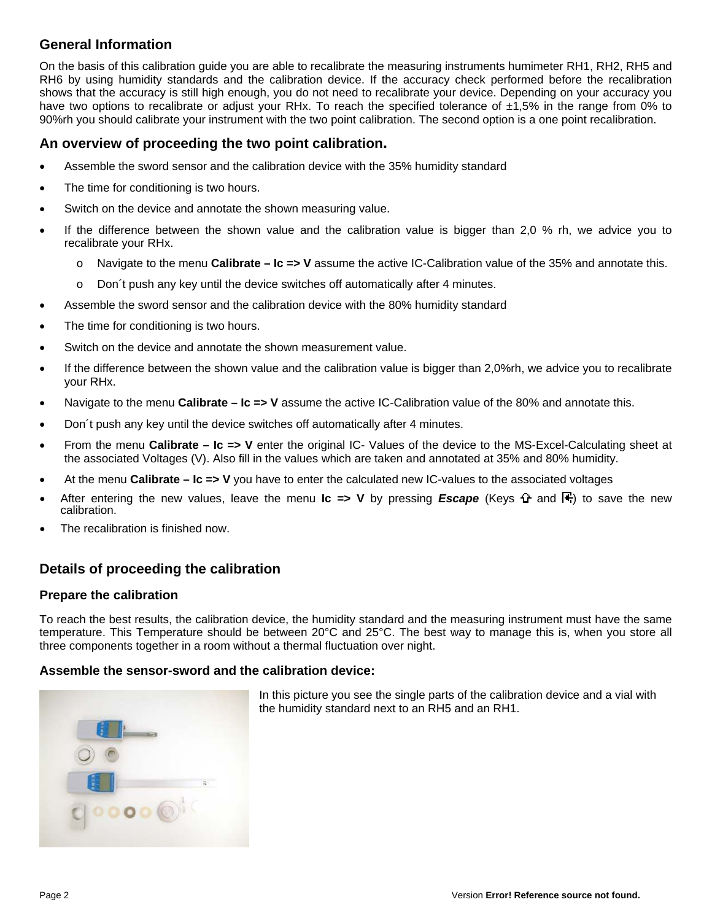## General Information

On the basis of this calibration guide you are able to recalibrate the measuring instruments humimeter RH1, RH2, RH5 and RH6 by using humidity standards and the calibration device. If the accuracy check performed before the recalibration shows that the accuracy is still high enough, you do not need to recalibrate your device. Depending on your accuracy you have two options to recalibrate or adjust your RHx. To reach the specified tolerance of ±1,5% in the range from 0% to 90%rh you should calibrate your instrument with the two point calibration. The second option is a one point recalibration.

## An overview of proceeding the two point calibration.

- Assemble the sword sensor and the calibration device with the 35% humidity standard
- The time for conditioning is two hours.
- Switch on the device and annotate the shown measuring value.
- If the difference between the shown value and the calibration value is bigger than 2,0 % rh, we advice you to recalibrate your RHx.
    - Navigate to the menu **Calibrate – Ic => V** assume the active IC-Calibration value of the 35% and annotate this.
    - Don´t push any key until the device switches off automatically after 4 minutes.
- Assemble the sword sensor and the calibration device with the 80% humidity standard
- The time for conditioning is two hours.
- Switch on the device and annotate the shown measurement value.
- If the difference between the shown value and the calibration value is bigger than 2,0%rh, we advice you to recalibrate your RHx.
- Navigate to the menu **Calibrate – Ic => V** assume the active IC-Calibration value of the 80% and annotate this.
- Don´t push any key until the device switches off automatically after 4 minutes.
- From the menu **Calibrate – Ic => V** enter the original IC- Values of the device to the MS-Excel-Calculating sheet at the associated Voltages (V). Also fill in the values which are taken and annotated at 35% and 80% humidity.
- At the menu **Calibrate – Ic => V** you have to enter the calculated new IC-values to the associated voltages
- After entering the new values, leave the menu **Ic => V** by pressing ***Escape*** (Keys ⇧ and ↵) to save the new calibration.
- The recalibration is finished now.

## Details of proceeding the calibration

### Prepare the calibration

To reach the best results, the calibration device, the humidity standard and the measuring instrument must have the same temperature. This Temperature should be between 20°C and 25°C. The best way to manage this is, when you store all three components together in a room without a thermal fluctuation over night.

### Assemble the sensor-sword and the calibration device:

In this picture you see the single parts of the calibration device and a vial with the humidity standard next to an RH5 and an RH1.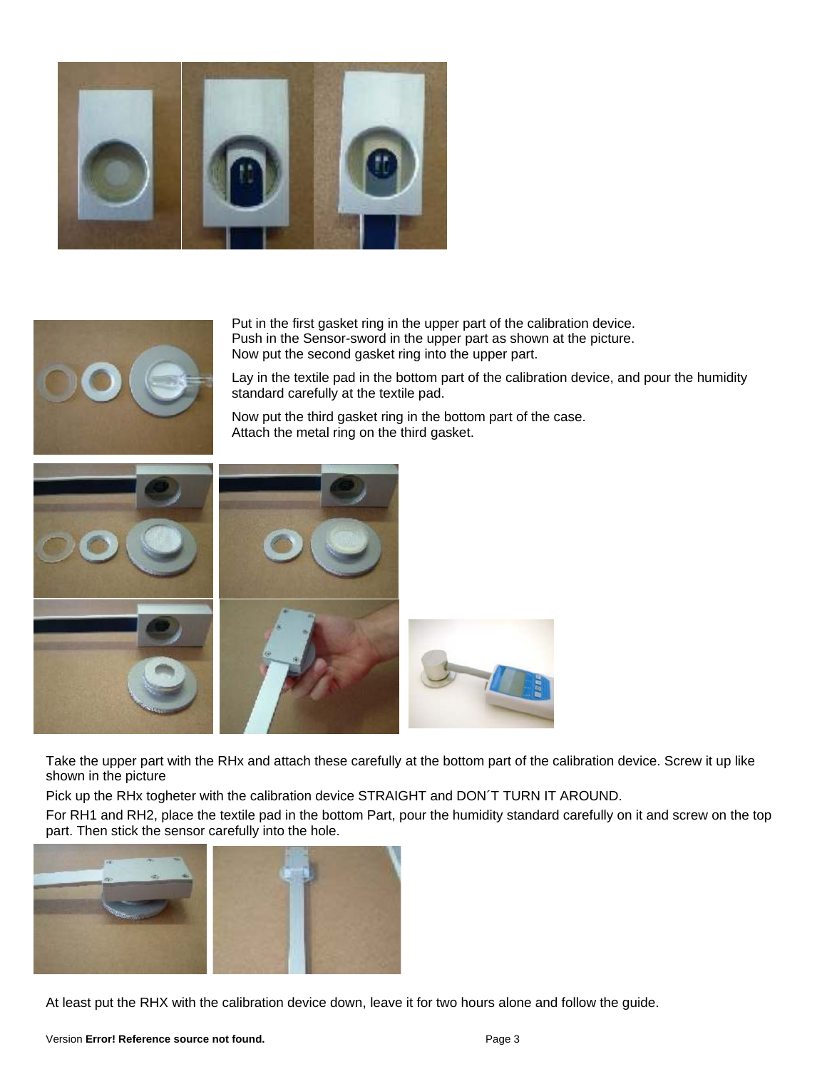Put in the first gasket ring in the upper part of the calibration device.
Push in the Sensor-sword in the upper part as shown at the picture.
Now put the second gasket ring into the upper part.

Lay in the textile pad in the bottom part of the calibration device, and pour the humidity standard carefully at the textile pad.

Now put the third gasket ring in the bottom part of the case.
Attach the metal ring on the third gasket.

Take the upper part with the RHx and attach these carefully at the bottom part of the calibration device. Screw it up like shown in the picture

Pick up the RHx togheter with the calibration device STRAIGHT and DON´T TURN IT AROUND.

For RH1 and RH2, place the textile pad in the bottom Part, pour the humidity standard carefully on it and screw on the top part. Then stick the sensor carefully into the hole.

At least put the RHX with the calibration device down, leave it for two hours alone and follow the guide.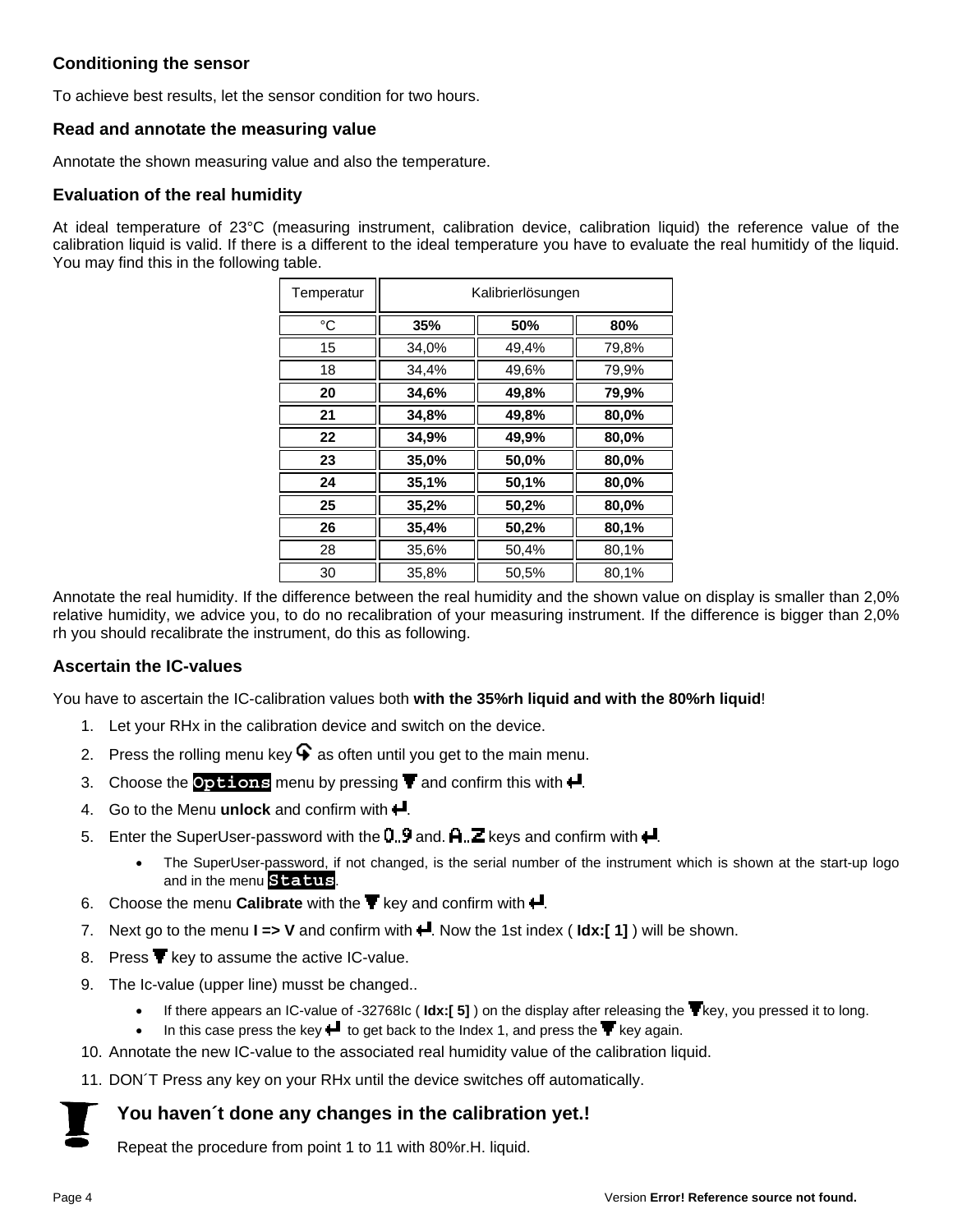### Conditioning the sensor

To achieve best results, let the sensor condition for two hours.

### Read and annotate the measuring value

Annotate the shown measuring value and also the temperature.

### Evaluation of the real humidity

At ideal temperature of 23°C (measuring instrument, calibration device, calibration liquid) the reference value of the calibration liquid is valid. If there is a different to the ideal temperature you have to evaluate the real humitidy of the liquid. You may find this in the following table.

| Temperatur | Kalibrierlösungen | | |
|---|---|---|---|
| °C | **35%** | **50%** | **80%** |
| 15 | 34,0% | 49,4% | 79,8% |
| 18 | 34,4% | 49,6% | 79,9% |
| **20** | **34,6%** | **49,8%** | **79,9%** |
| **21** | **34,8%** | **49,8%** | **80,0%** |
| **22** | **34,9%** | **49,9%** | **80,0%** |
| **23** | **35,0%** | **50,0%** | **80,0%** |
| **24** | **35,1%** | **50,1%** | **80,0%** |
| **25** | **35,2%** | **50,2%** | **80,0%** |
| **26** | **35,4%** | **50,2%** | **80,1%** |
| 28 | 35,6% | 50,4% | 80,1% |
| 30 | 35,8% | 50,5% | 80,1% |

Annotate the real humidity. If the difference between the real humidity and the shown value on display is smaller than 2,0% relative humidity, we advice you, to do no recalibration of your measuring instrument. If the difference is bigger than 2,0% rh you should recalibrate the instrument, do this as following.

### Ascertain the IC-values

You have to ascertain the IC-calibration values both **with the 35%rh liquid and with the 80%rh liquid**!

1. Let your RHx in the calibration device and switch on the device.
2. Press the rolling menu key as often until you get to the main menu.
3. Choose the **Options** menu by pressing ▼ and confirm this with ↵.
4. Go to the Menu **unlock** and confirm with ↵.
5. Enter the SuperUser-password with the 0..9 and. A..Z keys and confirm with ↵.
   - The SuperUser-password, if not changed, is the serial number of the instrument which is shown at the start-up logo and in the menu **Status**.
6. Choose the menu **Calibrate** with the ▼ key and confirm with ↵.
7. Next go to the menu **I => V** and confirm with ↵. Now the 1st index ( **Idx:[ 1]** ) will be shown.
8. Press ▼ key to assume the active IC-value.
9. The Ic-value (upper line) musst be changed..
   - If there appears an IC-value of -32768Ic ( **Idx:[ 5]** ) on the display after releasing the ▼key, you pressed it to long.
   - In this case press the key ↵ to get back to the Index 1, and press the ▼ key again.
10. Annotate the new IC-value to the associated real humidity value of the calibration liquid.
11. DON´T Press any key on your RHx until the device switches off automatically.

**You haven´t done any changes in the calibration yet.!**

Repeat the procedure from point 1 to 11 with 80%r.H. liquid.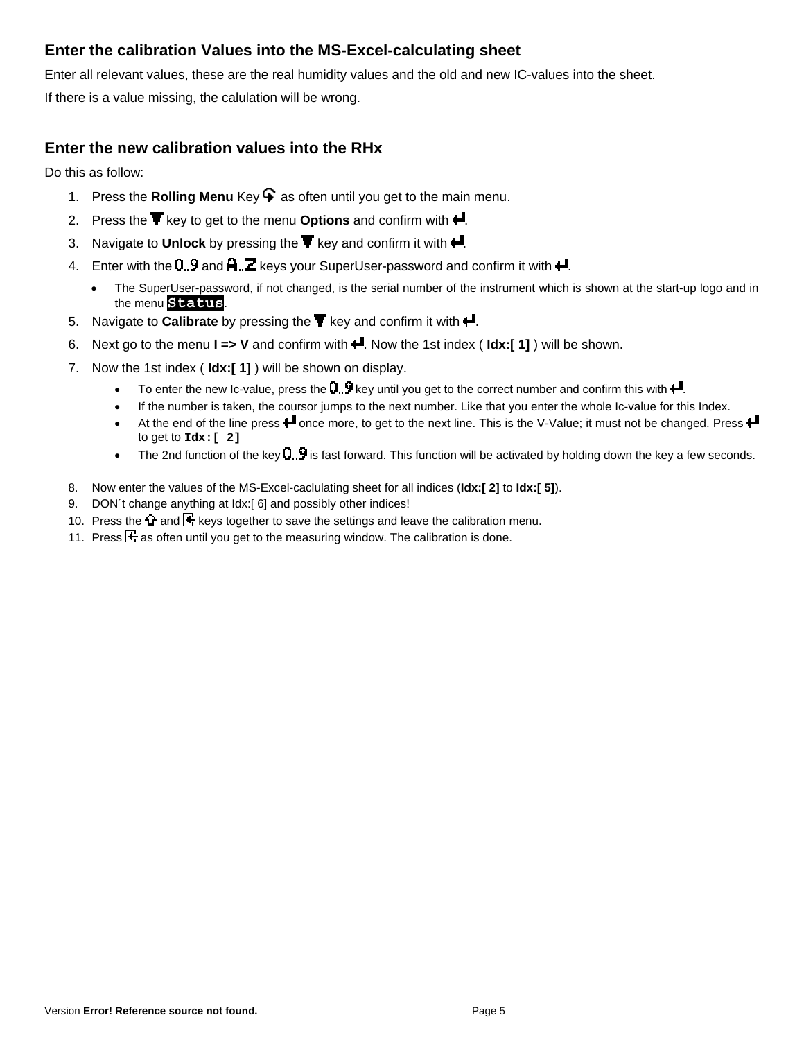## Enter the calibration Values into the MS-Excel-calculating sheet

Enter all relevant values, these are the real humidity values and the old and new IC-values into the sheet.

If there is a value missing, the calulation will be wrong.

## Enter the new calibration values into the RHx

Do this as follow:

1. Press the **Rolling Menu** Key as often until you get to the main menu.
2. Press the key to get to the menu **Options** and confirm with .
3. Navigate to **Unlock** by pressing the key and confirm it with .
4. Enter with the 0..9 and A..Z keys your SuperUser-password and confirm it with .
   - The SuperUser-password, if not changed, is the serial number of the instrument which is shown at the start-up logo and in the menu `Status`.
5. Navigate to **Calibrate** by pressing the key and confirm it with .
6. Next go to the menu **I => V** and confirm with . Now the 1st index ( **Idx:[ 1]** ) will be shown.
7. Now the 1st index ( **Idx:[ 1]** ) will be shown on display.
   - To enter the new Ic-value, press the 0..9 key until you get to the correct number and confirm this with .
   - If the number is taken, the coursor jumps to the next number. Like that you enter the whole Ic-value for this Index.
   - At the end of the line press once more, to get to the next line. This is the V-Value; it must not be changed. Press to get to **`Idx:[ 2]`**
   - The 2nd function of the key 0..9 is fast forward. This function will be activated by holding down the key a few seconds.
8. Now enter the values of the MS-Excel-caclulating sheet for all indices (**Idx:[ 2]** to **Idx:[ 5]**).
9. DON´t change anything at Idx:[ 6] and possibly other indices!
10. Press the and keys together to save the settings and leave the calibration menu.
11. Press as often until you get to the measuring window. The calibration is done.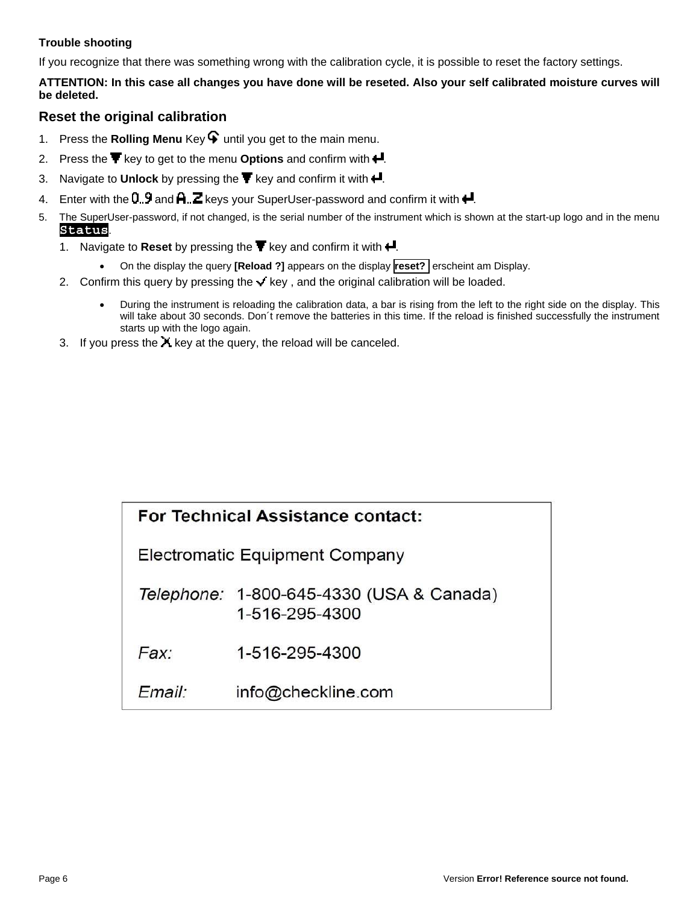**Trouble shooting**

If you recognize that there was something wrong with the calibration cycle, it is possible to reset the factory settings.

**ATTENTION: In this case all changes you have done will be reseted. Also your self calibrated moisture curves will be deleted.**

## Reset the original calibration

1. Press the **Rolling Menu** Key until you get to the main menu.
2. Press the key to get to the menu **Options** and confirm with .
3. Navigate to **Unlock** by pressing the key and confirm it with .
4. Enter with the 0..9 and A..Z keys your SuperUser-password and confirm it with .
5. The SuperUser-password, if not changed, is the serial number of the instrument which is shown at the start-up logo and in the menu Status.
   1. Navigate to **Reset** by pressing the key and confirm it with .
      - On the display the query **[Reload ?]** appears on the display **reset?** erscheint am Display.
   2. Confirm this query by pressing the ✓ key , and the original calibration will be loaded.
      - During the instrument is reloading the calibration data, a bar is rising from the left to the right side on the display. This will take about 30 seconds. Don´t remove the batteries in this time. If the reload is finished successfully the instrument starts up with the logo again.
   3. If you press the X key at the query, the reload will be canceled.

**For Technical Assistance contact:**

Electromatic Equipment Company

*Telephone:* 1-800-645-4330 (USA & Canada)
1-516-295-4300

*Fax:* 1-516-295-4300

*Email:* info@checkline.com

Version **Error! Reference source not found.**